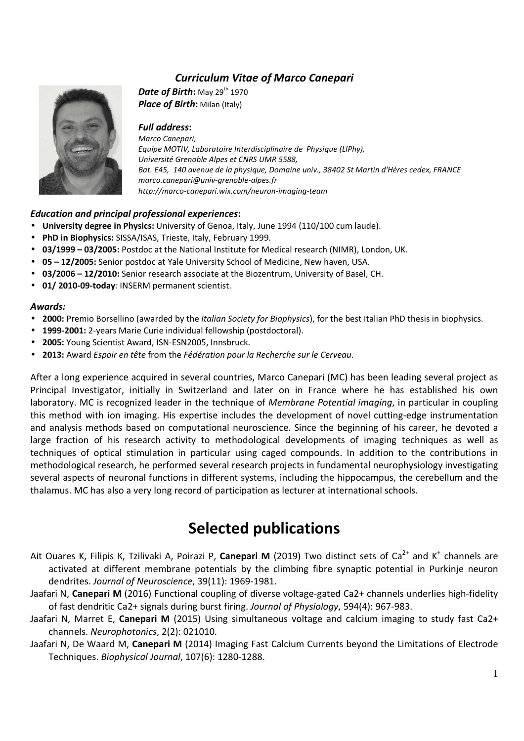# *Curriculum Vitae of Marco Canepari*

***Date of Birth*:** May 29$^{th}$ 1970
***Place of Birth*:** Milan (Italy)

***Full address*:**
*Marco Canepari,*
*Equipe MOTIV, Laboratoire Interdisciplinaire de Physique (LIPhy),*
*Université Grenoble Alpes et CNRS UMR 5588,*
*Bat. E45, 140 avenue de la physique, Domaine univ., 38402 St Martin d'Hères cedex, FRANCE*
*marco.canepari@univ-grenoble-alpes.fr*
*http://marco-canepari.wix.com/neuron-imaging-team*

### *Education and principal professional experiences*:

- **University degree in Physics:** University of Genoa, Italy, June 1994 (110/100 cum laude).
- **PhD in Biophysics:** SISSA/ISAS, Trieste, Italy, February 1999.
- **03/1999 – 03/2005:** Postdoc at the National Institute for Medical research (NIMR), London, UK.
- **05 – 12/2005:** Senior postdoc at Yale University School of Medicine, New haven, USA.
- **03/2006 – 12/2010:** Senior research associate at the Biozentrum, University of Basel, CH.
- **01/ 2010-09-today***:* INSERM permanent scientist.

### *Awards:*

- **2000:** Premio Borsellino (awarded by the *Italian Society for Biophysics*), for the best Italian PhD thesis in biophysics.
- **1999-2001:** 2-years Marie Curie individual fellowship (postdoctoral).
- **2005:** Young Scientist Award, ISN-ESN2005, Innsbruck.
- **2013:** Award *Espoir en tête* from the *Fédération pour la Recherche sur le Cerveau*.

After a long experience acquired in several countries, Marco Canepari (MC) has been leading several project as Principal Investigator, initially in Switzerland and later on in France where he has established his own laboratory. MC is recognized leader in the technique of *Membrane Potential imaging*, in particular in coupling this method with ion imaging. His expertise includes the development of novel cutting-edge instrumentation and analysis methods based on computational neuroscience. Since the beginning of his career, he devoted a large fraction of his research activity to methodological developments of imaging techniques as well as techniques of optical stimulation in particular using caged compounds. In addition to the contributions in methodological research, he performed several research projects in fundamental neurophysiology investigating several aspects of neuronal functions in different systems, including the hippocampus, the cerebellum and the thalamus. MC has also a very long record of participation as lecturer at international schools.

# Selected publications

Ait Ouares K, Filipis K, Tzilivaki A, Poirazi P, **Canepari M** (2019) Two distinct sets of $Ca^{2+}$ and $K^{+}$ channels are activated at different membrane potentials by the climbing fibre synaptic potential in Purkinje neuron dendrites. *Journal of Neuroscience*, 39(11): 1969-1981.

Jaafari N, **Canepari M** (2016) Functional coupling of diverse voltage-gated Ca2+ channels underlies high-fidelity of fast dendritic Ca2+ signals during burst firing. *Journal of Physiology*, 594(4): 967-983.

Jaafari N, Marret E, **Canepari M** (2015) Using simultaneous voltage and calcium imaging to study fast Ca2+ channels. *Neurophotonics*, 2(2): 021010.

Jaafari N, De Waard M, **Canepari M** (2014) Imaging Fast Calcium Currents beyond the Limitations of Electrode Techniques. *Biophysical Journal*, 107(6): 1280-1288.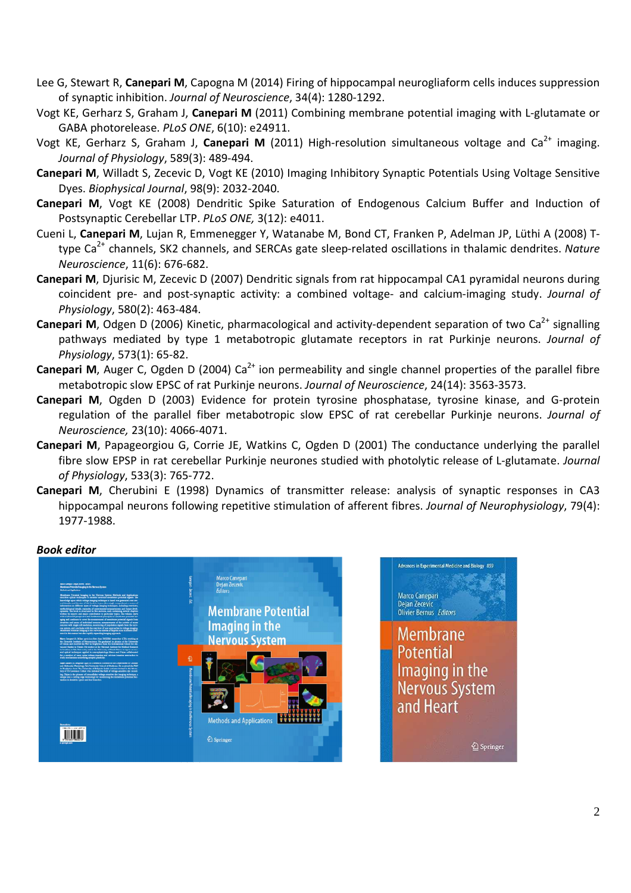Lee G, Stewart R, **Canepari M**, Capogna M (2014) Firing of hippocampal neurogliaform cells induces suppression of synaptic inhibition. *Journal of Neuroscience*, 34(4): 1280-1292.

Vogt KE, Gerharz S, Graham J, **Canepari M** (2011) Combining membrane potential imaging with L-glutamate or GABA photorelease. *PLoS ONE*, 6(10): e24911.

Vogt KE, Gerharz S, Graham J, **Canepari M** (2011) High-resolution simultaneous voltage and $Ca^{2+}$ imaging. *Journal of Physiology*, 589(3): 489-494.

**Canepari M**, Willadt S, Zecevic D, Vogt KE (2010) Imaging Inhibitory Synaptic Potentials Using Voltage Sensitive Dyes. *Biophysical Journal*, 98(9): 2032-2040.

**Canepari M**, Vogt KE (2008) Dendritic Spike Saturation of Endogenous Calcium Buffer and Induction of Postsynaptic Cerebellar LTP. *PLoS ONE*, 3(12): e4011.

Cueni L, **Canepari M**, Lujan R, Emmenegger Y, Watanabe M, Bond CT, Franken P, Adelman JP, Lüthi A (2008) T-type $Ca^{2+}$ channels, SK2 channels, and SERCAs gate sleep-related oscillations in thalamic dendrites. *Nature Neuroscience*, 11(6): 676-682.

**Canepari M**, Djurisic M, Zecevic D (2007) Dendritic signals from rat hippocampal CA1 pyramidal neurons during coincident pre- and post-synaptic activity: a combined voltage- and calcium-imaging study. *Journal of Physiology*, 580(2): 463-484.

**Canepari M**, Odgen D (2006) Kinetic, pharmacological and activity-dependent separation of two $Ca^{2+}$ signalling pathways mediated by type 1 metabotropic glutamate receptors in rat Purkinje neurons. *Journal of Physiology*, 573(1): 65-82.

**Canepari M**, Auger C, Ogden D (2004) $Ca^{2+}$ ion permeability and single channel properties of the parallel fibre metabotropic slow EPSC of rat Purkinje neurons. *Journal of Neuroscience*, 24(14): 3563-3573.

**Canepari M**, Ogden D (2003) Evidence for protein tyrosine phosphatase, tyrosine kinase, and G-protein regulation of the parallel fiber metabotropic slow EPSC of rat cerebellar Purkinje neurons. *Journal of Neuroscience,* 23(10): 4066-4071.

**Canepari M**, Papageorgiou G, Corrie JE, Watkins C, Ogden D (2001) The conductance underlying the parallel fibre slow EPSP in rat cerebellar Purkinje neurones studied with photolytic release of L-glutamate. *Journal of Physiology*, 533(3): 765-772.

**Canepari M**, Cherubini E (1998) Dynamics of transmitter release: analysis of synaptic responses in CA3 hippocampal neurons following repetitive stimulation of afferent fibres. *Journal of Neurophysiology*, 79(4): 1977-1988.

***Book editor***